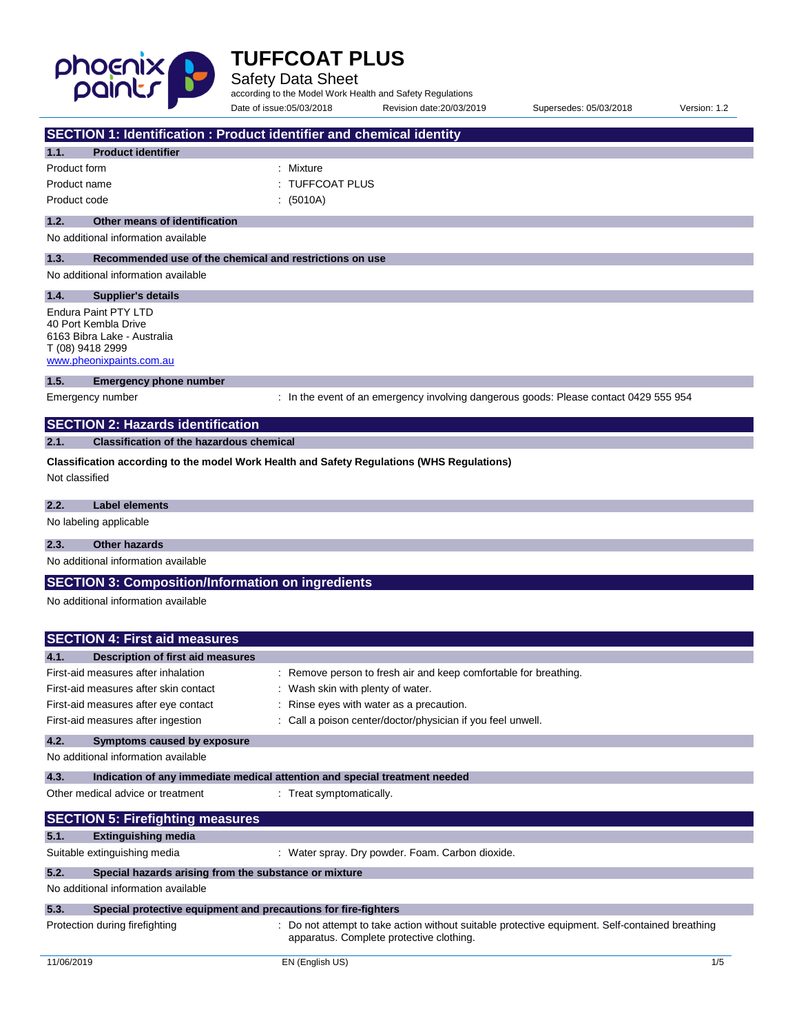# TUFFCOAT PLUS

Safety Data Sheet

according to the Model Work Health and Safety Regulations

Date of issue:05/03/2018 Revision date:20/03/2019 Supersedes: 05/03/2018 Version: 1.2

## SECTION 1: Identification : Product identifier and chemical identity

### 1.1. Product identifier

| | |
|---|---|
| Product form | : Mixture |
| Product name | : TUFFCOAT PLUS |
| Product code | : (5010A) |

### 1.2. Other means of identification

No additional information available

### 1.3. Recommended use of the chemical and restrictions on use

No additional information available

### 1.4. Supplier's details

Endura Paint PTY LTD
40 Port Kembla Drive
6163 Bibra Lake - Australia
T (08) 9418 2999
www.pheonixpaints.com.au

### 1.5. Emergency phone number

| | |
|---|---|
| Emergency number | : In the event of an emergency involving dangerous goods: Please contact 0429 555 954 |

## SECTION 2: Hazards identification

### 2.1. Classification of the hazardous chemical

**Classification according to the model Work Health and Safety Regulations (WHS Regulations)**

Not classified

### 2.2. Label elements

No labeling applicable

### 2.3. Other hazards

No additional information available

## SECTION 3: Composition/Information on ingredients

No additional information available

## SECTION 4: First aid measures

### 4.1. Description of first aid measures

| | |
|---|---|
| First-aid measures after inhalation | : Remove person to fresh air and keep comfortable for breathing. |
| First-aid measures after skin contact | : Wash skin with plenty of water. |
| First-aid measures after eye contact | : Rinse eyes with water as a precaution. |
| First-aid measures after ingestion | : Call a poison center/doctor/physician if you feel unwell. |

### 4.2. Symptoms caused by exposure

No additional information available

### 4.3. Indication of any immediate medical attention and special treatment needed

| | |
|---|---|
| Other medical advice or treatment | : Treat symptomatically. |

## SECTION 5: Firefighting measures

### 5.1. Extinguishing media

| | |
|---|---|
| Suitable extinguishing media | : Water spray. Dry powder. Foam. Carbon dioxide. |

### 5.2. Special hazards arising from the substance or mixture

No additional information available

### 5.3. Special protective equipment and precautions for fire-fighters

| | |
|---|---|
| Protection during firefighting | : Do not attempt to take action without suitable protective equipment. Self-contained breathing apparatus. Complete protective clothing. |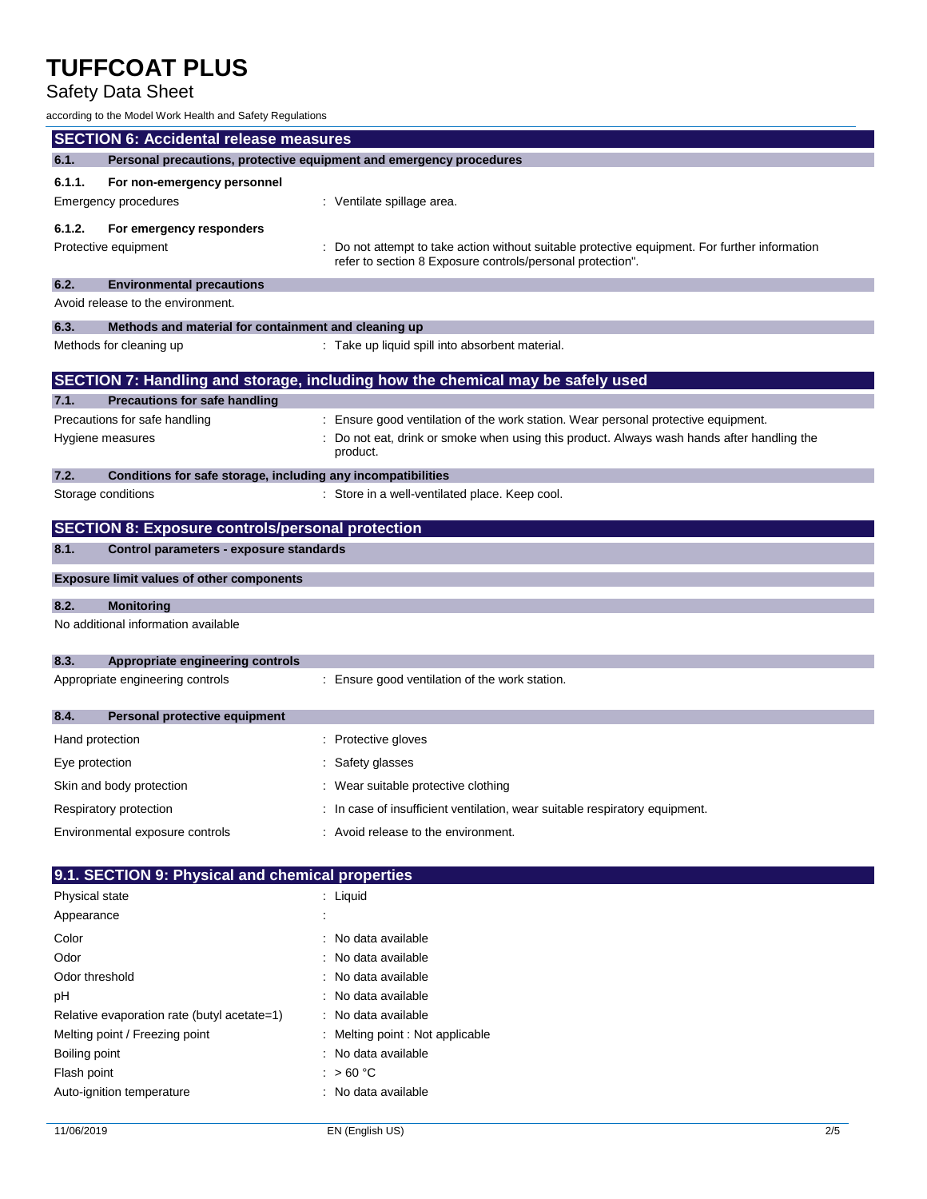## SECTION 6: Accidental release measures

### 6.1. Personal precautions, protective equipment and emergency procedures

#### 6.1.1. For non-emergency personnel

| | |
|---|---|
| Emergency procedures | : Ventilate spillage area. |

#### 6.1.2. For emergency responders

| | |
|---|---|
| Protective equipment | : Do not attempt to take action without suitable protective equipment. For further information refer to section 8 Exposure controls/personal protection". |

### 6.2. Environmental precautions

Avoid release to the environment.

### 6.3. Methods and material for containment and cleaning up

| | |
|---|---|
| Methods for cleaning up | : Take up liquid spill into absorbent material. |

## SECTION 7: Handling and storage, including how the chemical may be safely used

### 7.1. Precautions for safe handling

| | |
|---|---|
| Precautions for safe handling | : Ensure good ventilation of the work station. Wear personal protective equipment. |
| Hygiene measures | : Do not eat, drink or smoke when using this product. Always wash hands after handling the product. |

### 7.2. Conditions for safe storage, including any incompatibilities

| | |
|---|---|
| Storage conditions | : Store in a well-ventilated place. Keep cool. |

## SECTION 8: Exposure controls/personal protection

### 8.1. Control parameters - exposure standards

**Exposure limit values of other components**

### 8.2. Monitoring

No additional information available

### 8.3. Appropriate engineering controls

| | |
|---|---|
| Appropriate engineering controls | : Ensure good ventilation of the work station. |

### 8.4. Personal protective equipment

| | |
|---|---|
| Hand protection | : Protective gloves |
| Eye protection | : Safety glasses |
| Skin and body protection | : Wear suitable protective clothing |
| Respiratory protection | : In case of insufficient ventilation, wear suitable respiratory equipment. |
| Environmental exposure controls | : Avoid release to the environment. |

## 9.1. SECTION 9: Physical and chemical properties

| | |
|---|---|
| Physical state | : Liquid |
| Appearance | : |
| Color | : No data available |
| Odor | : No data available |
| Odor threshold | : No data available |
| pH | : No data available |
| Relative evaporation rate (butyl acetate=1) | : No data available |
| Melting point / Freezing point | : Melting point : Not applicable |
| Boiling point | : No data available |
| Flash point | : > 60 °C |
| Auto-ignition temperature | : No data available |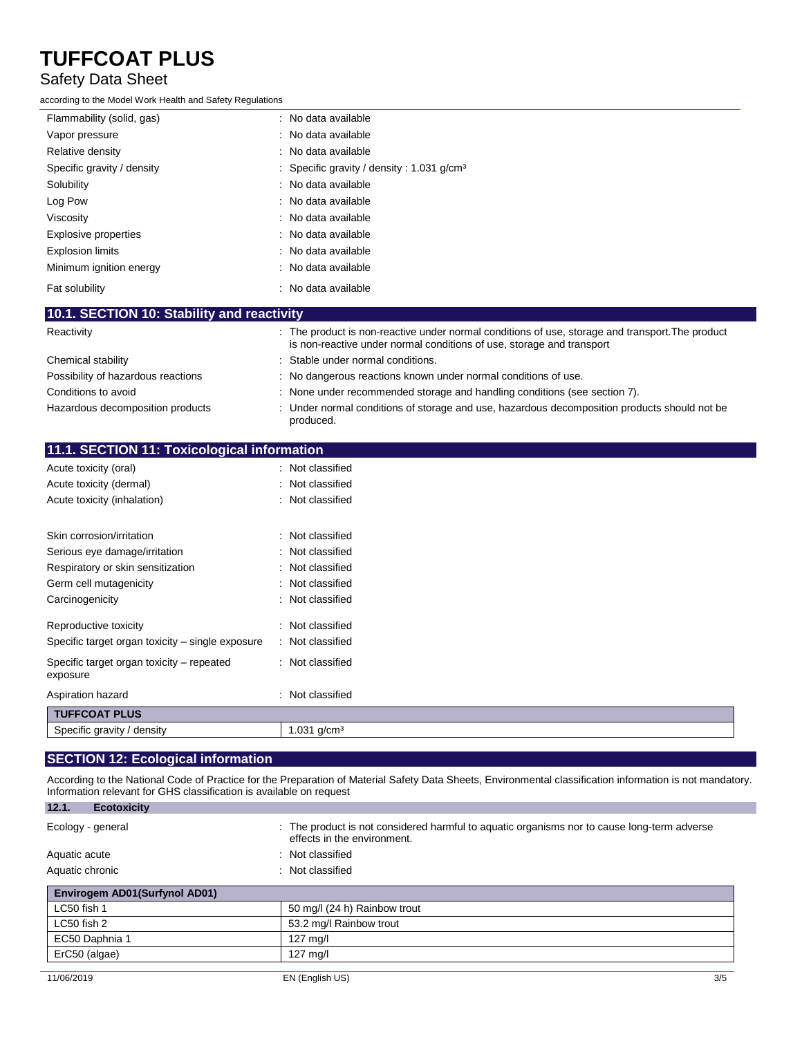| | |
|---|---|
| Flammability (solid, gas) | : No data available |
| Vapor pressure | : No data available |
| Relative density | : No data available |
| Specific gravity / density | : Specific gravity / density : 1.031 g/cm³ |
| Solubility | : No data available |
| Log Pow | : No data available |
| Viscosity | : No data available |
| Explosive properties | : No data available |
| Explosion limits | : No data available |
| Minimum ignition energy | : No data available |
| Fat solubility | : No data available |

## 10.1. SECTION 10: Stability and reactivity

| | |
|---|---|
| Reactivity | : The product is non-reactive under normal conditions of use, storage and transport.The product is non-reactive under normal conditions of use, storage and transport |
| Chemical stability | : Stable under normal conditions. |
| Possibility of hazardous reactions | : No dangerous reactions known under normal conditions of use. |
| Conditions to avoid | : None under recommended storage and handling conditions (see section 7). |
| Hazardous decomposition products | : Under normal conditions of storage and use, hazardous decomposition products should not be produced. |

## 11.1. SECTION 11: Toxicological information

| | |
|---|---|
| Acute toxicity (oral) | : Not classified |
| Acute toxicity (dermal) | : Not classified |
| Acute toxicity (inhalation) | : Not classified |
| Skin corrosion/irritation | : Not classified |
| Serious eye damage/irritation | : Not classified |
| Respiratory or skin sensitization | : Not classified |
| Germ cell mutagenicity | : Not classified |
| Carcinogenicity | : Not classified |
| Reproductive toxicity | : Not classified |
| Specific target organ toxicity – single exposure | : Not classified |
| Specific target organ toxicity – repeated exposure | : Not classified |
| Aspiration hazard | : Not classified |

| TUFFCOAT PLUS | |
|---|---|
| Specific gravity / density | 1.031 g/cm³ |

## SECTION 12: Ecological information

According to the National Code of Practice for the Preparation of Material Safety Data Sheets, Environmental classification information is not mandatory. Information relevant for GHS classification is available on request

### 12.1. Ecotoxicity

| | |
|---|---|
| Ecology - general | : The product is not considered harmful to aquatic organisms nor to cause long-term adverse effects in the environment. |
| Aquatic acute | : Not classified |
| Aquatic chronic | : Not classified |

| Envirogem AD01(Surfynol AD01) | |
|---|---|
| LC50 fish 1 | 50 mg/l (24 h) Rainbow trout |
| LC50 fish 2 | 53.2 mg/l Rainbow trout |
| EC50 Daphnia 1 | 127 mg/l |
| ErC50 (algae) | 127 mg/l |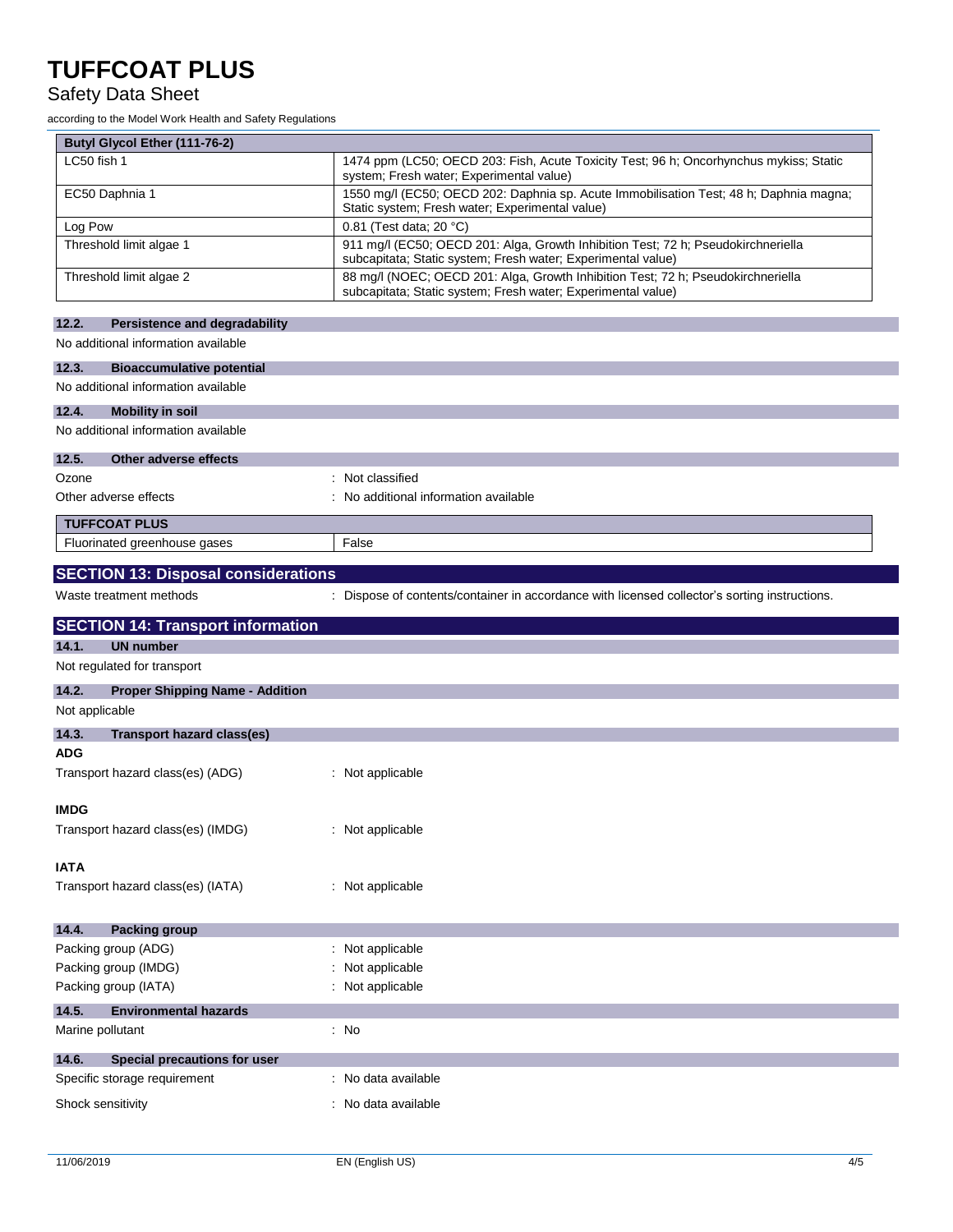| Butyl Glycol Ether (111-76-2) | |
|---|---|
| LC50 fish 1 | 1474 ppm (LC50; OECD 203: Fish, Acute Toxicity Test; 96 h; Oncorhynchus mykiss; Static system; Fresh water; Experimental value) |
| EC50 Daphnia 1 | 1550 mg/l (EC50; OECD 202: Daphnia sp. Acute Immobilisation Test; 48 h; Daphnia magna; Static system; Fresh water; Experimental value) |
| Log Pow | 0.81 (Test data; 20 °C) |
| Threshold limit algae 1 | 911 mg/l (EC50; OECD 201: Alga, Growth Inhibition Test; 72 h; Pseudokirchneriella subcapitata; Static system; Fresh water; Experimental value) |
| Threshold limit algae 2 | 88 mg/l (NOEC; OECD 201: Alga, Growth Inhibition Test; 72 h; Pseudokirchneriella subcapitata; Static system; Fresh water; Experimental value) |

### 12.2. Persistence and degradability

No additional information available

### 12.3. Bioaccumulative potential

No additional information available

### 12.4. Mobility in soil

No additional information available

### 12.5. Other adverse effects

Ozone : Not classified

Other adverse effects : No additional information available

| TUFFCOAT PLUS | |
|---|---|
| Fluorinated greenhouse gases | False |

## SECTION 13: Disposal considerations

Waste treatment methods : Dispose of contents/container in accordance with licensed collector's sorting instructions.

## SECTION 14: Transport information

### 14.1. UN number

Not regulated for transport

### 14.2. Proper Shipping Name - Addition

Not applicable

### 14.3. Transport hazard class(es)

**ADG**

Transport hazard class(es) (ADG) : Not applicable

**IMDG**

Transport hazard class(es) (IMDG) : Not applicable

**IATA**

Transport hazard class(es) (IATA) : Not applicable

### 14.4. Packing group

Packing group (ADG) : Not applicable

Packing group (IMDG) : Not applicable

Packing group (IATA) : Not applicable

### 14.5. Environmental hazards

Marine pollutant : No

### 14.6. Special precautions for user

Specific storage requirement : No data available

Shock sensitivity : No data available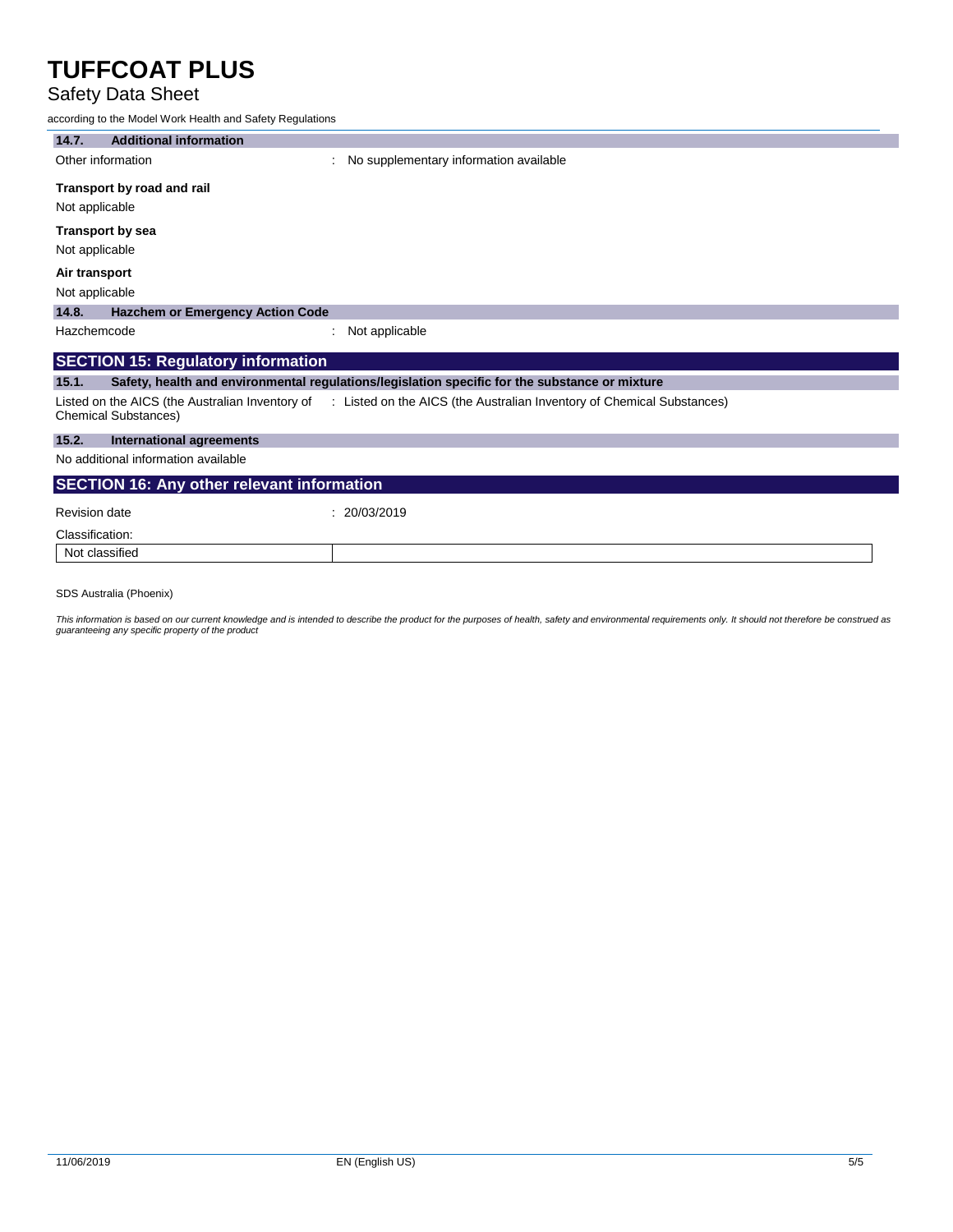### 14.7. Additional information

Other information : No supplementary information available

**Transport by road and rail**

Not applicable

**Transport by sea**

Not applicable

**Air transport**

Not applicable

### 14.8. Hazchem or Emergency Action Code

Hazchemcode : Not applicable

## SECTION 15: Regulatory information

### 15.1. Safety, health and environmental regulations/legislation specific for the substance or mixture

Listed on the AICS (the Australian Inventory of Chemical Substances) : Listed on the AICS (the Australian Inventory of Chemical Substances)

### 15.2. International agreements

No additional information available

## SECTION 16: Any other relevant information

Revision date : 20/03/2019

Classification:

| | |
|---|---|
| Not classified | |

SDS Australia (Phoenix)

*This information is based on our current knowledge and is intended to describe the product for the purposes of health, safety and environmental requirements only. It should not therefore be construed as guaranteeing any specific property of the product*